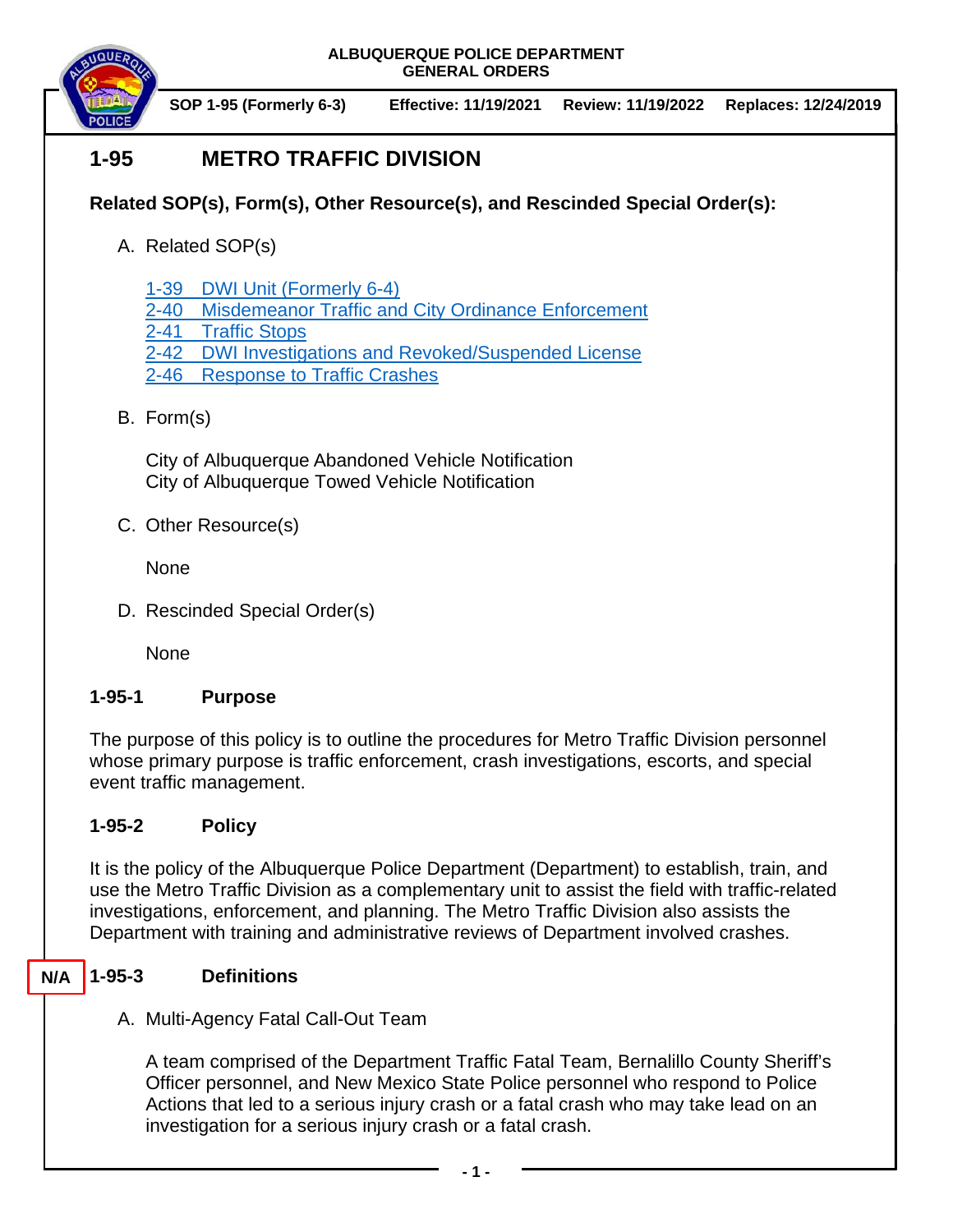**ALBUQUERQUE POLICE DEPARTMENT**
**GENERAL ORDERS**

**SOP 1-95 (Formerly 6-3)** **Effective: 11/19/2021** **Review: 11/19/2022** **Replaces: 12/24/2019**

# 1-95 METRO TRAFFIC DIVISION

**Related SOP(s), Form(s), Other Resource(s), and Rescinded Special Order(s):**

A. Related SOP(s)

[1-39 DWI Unit (Formerly 6-4)]
[2-40 Misdemeanor Traffic and City Ordinance Enforcement]
[2-41 Traffic Stops]
[2-42 DWI Investigations and Revoked/Suspended License]
[2-46 Response to Traffic Crashes]

B. Form(s)

City of Albuquerque Abandoned Vehicle Notification
City of Albuquerque Towed Vehicle Notification

C. Other Resource(s)

None

D. Rescinded Special Order(s)

None

## 1-95-1 Purpose

The purpose of this policy is to outline the procedures for Metro Traffic Division personnel whose primary purpose is traffic enforcement, crash investigations, escorts, and special event traffic management.

## 1-95-2 Policy

It is the policy of the Albuquerque Police Department (Department) to establish, train, and use the Metro Traffic Division as a complementary unit to assist the field with traffic-related investigations, enforcement, and planning. The Metro Traffic Division also assists the Department with training and administrative reviews of Department involved crashes.

## N/A 1-95-3 Definitions

A. Multi-Agency Fatal Call-Out Team

A team comprised of the Department Traffic Fatal Team, Bernalillo County Sheriff's Officer personnel, and New Mexico State Police personnel who respond to Police Actions that led to a serious injury crash or a fatal crash who may take lead on an investigation for a serious injury crash or a fatal crash.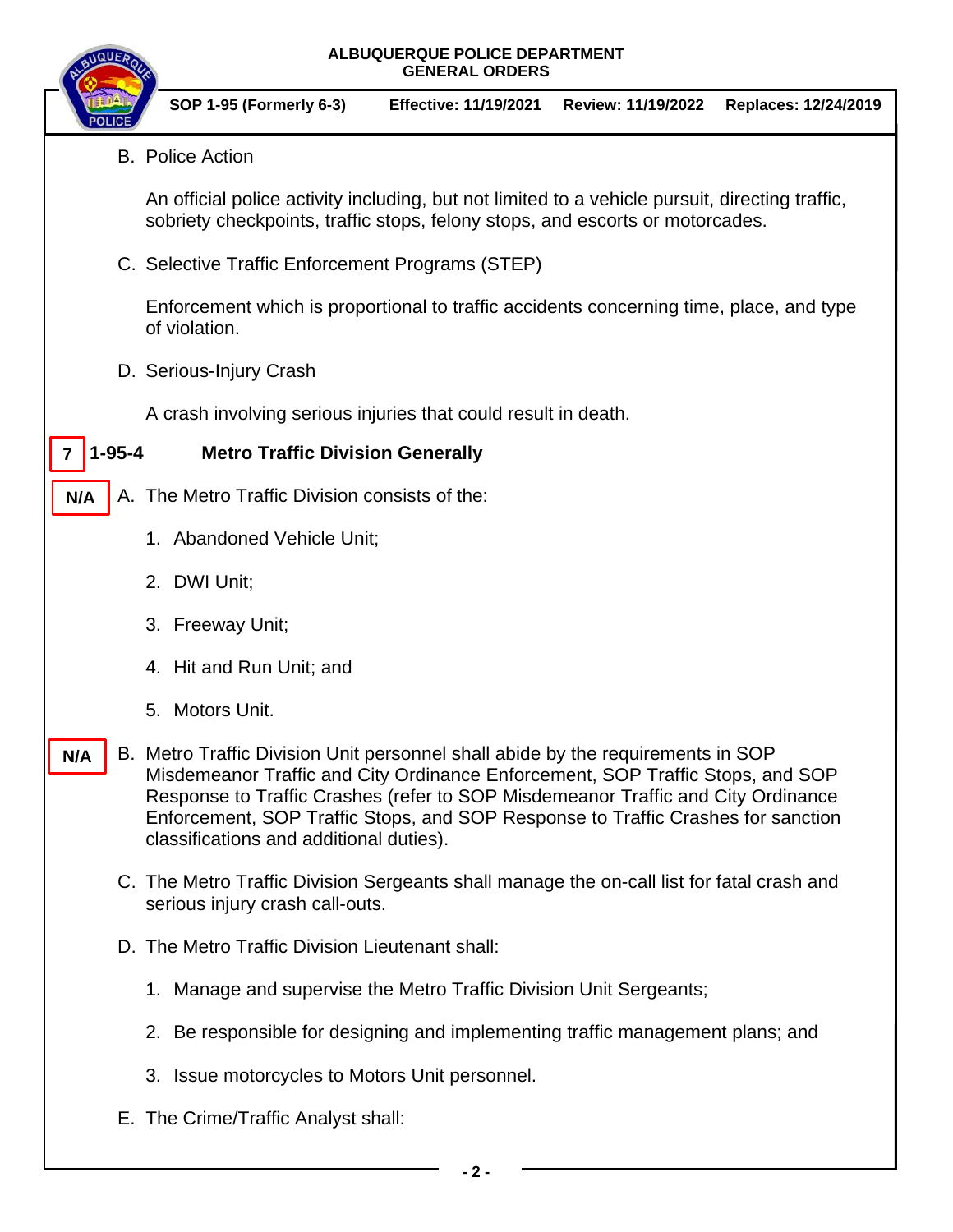B. Police Action

An official police activity including, but not limited to a vehicle pursuit, directing traffic, sobriety checkpoints, traffic stops, felony stops, and escorts or motorcades.

C. Selective Traffic Enforcement Programs (STEP)

Enforcement which is proportional to traffic accidents concerning time, place, and type of violation.

D. Serious-Injury Crash

A crash involving serious injuries that could result in death.

## 7 1-95-4 Metro Traffic Division Generally

N/A A. The Metro Traffic Division consists of the:

1. Abandoned Vehicle Unit;
2. DWI Unit;
3. Freeway Unit;
4. Hit and Run Unit; and
5. Motors Unit.

N/A B. Metro Traffic Division Unit personnel shall abide by the requirements in SOP Misdemeanor Traffic and City Ordinance Enforcement, SOP Traffic Stops, and SOP Response to Traffic Crashes (refer to SOP Misdemeanor Traffic and City Ordinance Enforcement, SOP Traffic Stops, and SOP Response to Traffic Crashes for sanction classifications and additional duties).

C. The Metro Traffic Division Sergeants shall manage the on-call list for fatal crash and serious injury crash call-outs.

D. The Metro Traffic Division Lieutenant shall:

1. Manage and supervise the Metro Traffic Division Unit Sergeants;
2. Be responsible for designing and implementing traffic management plans; and
3. Issue motorcycles to Motors Unit personnel.

E. The Crime/Traffic Analyst shall: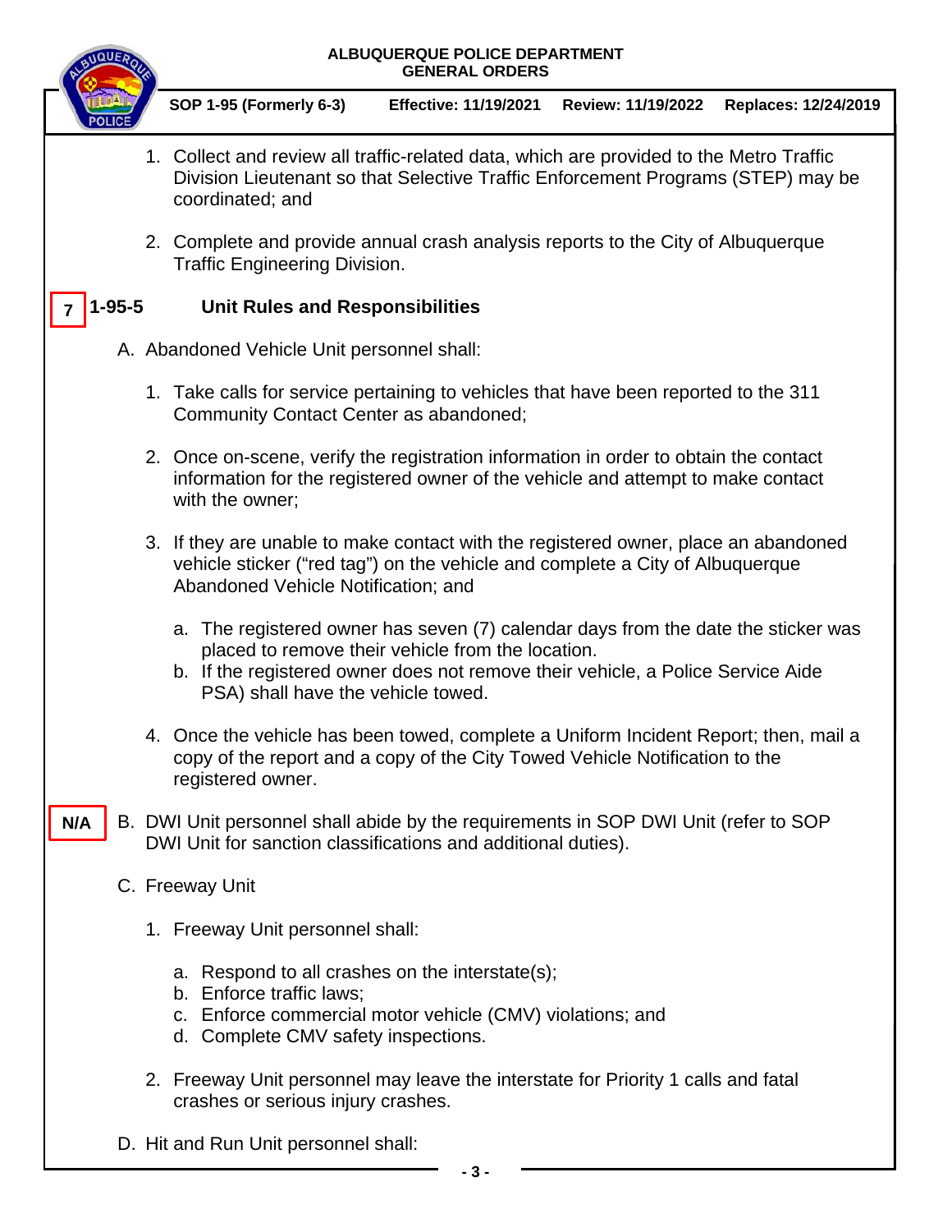1. Collect and review all traffic-related data, which are provided to the Metro Traffic Division Lieutenant so that Selective Traffic Enforcement Programs (STEP) may be coordinated; and

2. Complete and provide annual crash analysis reports to the City of Albuquerque Traffic Engineering Division.

## 7 1-95-5 Unit Rules and Responsibilities

A. Abandoned Vehicle Unit personnel shall:

1. Take calls for service pertaining to vehicles that have been reported to the 311 Community Contact Center as abandoned;

2. Once on-scene, verify the registration information in order to obtain the contact information for the registered owner of the vehicle and attempt to make contact with the owner;

3. If they are unable to make contact with the registered owner, place an abandoned vehicle sticker ("red tag") on the vehicle and complete a City of Albuquerque Abandoned Vehicle Notification; and

   a. The registered owner has seven (7) calendar days from the date the sticker was placed to remove their vehicle from the location.
   b. If the registered owner does not remove their vehicle, a Police Service Aide PSA) shall have the vehicle towed.

4. Once the vehicle has been towed, complete a Uniform Incident Report; then, mail a copy of the report and a copy of the City Towed Vehicle Notification to the registered owner.

N/A B. DWI Unit personnel shall abide by the requirements in SOP DWI Unit (refer to SOP DWI Unit for sanction classifications and additional duties).

C. Freeway Unit

1. Freeway Unit personnel shall:

   a. Respond to all crashes on the interstate(s);
   b. Enforce traffic laws;
   c. Enforce commercial motor vehicle (CMV) violations; and
   d. Complete CMV safety inspections.

2. Freeway Unit personnel may leave the interstate for Priority 1 calls and fatal crashes or serious injury crashes.

D. Hit and Run Unit personnel shall: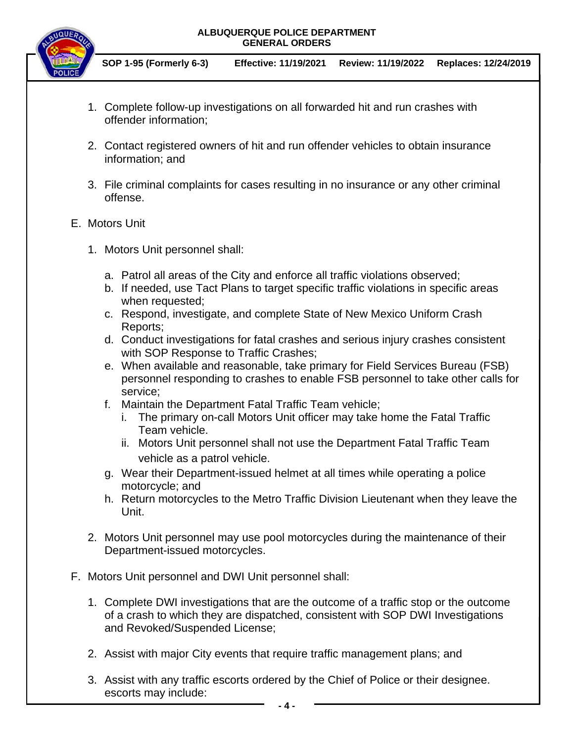1. Complete follow-up investigations on all forwarded hit and run crashes with offender information;

2. Contact registered owners of hit and run offender vehicles to obtain insurance information; and

3. File criminal complaints for cases resulting in no insurance or any other criminal offense.

E. Motors Unit

1. Motors Unit personnel shall:

   a. Patrol all areas of the City and enforce all traffic violations observed;
   b. If needed, use Tact Plans to target specific traffic violations in specific areas when requested;
   c. Respond, investigate, and complete State of New Mexico Uniform Crash Reports;
   d. Conduct investigations for fatal crashes and serious injury crashes consistent with SOP Response to Traffic Crashes;
   e. When available and reasonable, take primary for Field Services Bureau (FSB) personnel responding to crashes to enable FSB personnel to take other calls for service;
   f. Maintain the Department Fatal Traffic Team vehicle;
      i. The primary on-call Motors Unit officer may take home the Fatal Traffic Team vehicle.
      ii. Motors Unit personnel shall not use the Department Fatal Traffic Team vehicle as a patrol vehicle.
   g. Wear their Department-issued helmet at all times while operating a police motorcycle; and
   h. Return motorcycles to the Metro Traffic Division Lieutenant when they leave the Unit.

2. Motors Unit personnel may use pool motorcycles during the maintenance of their Department-issued motorcycles.

F. Motors Unit personnel and DWI Unit personnel shall:

1. Complete DWI investigations that are the outcome of a traffic stop or the outcome of a crash to which they are dispatched, consistent with SOP DWI Investigations and Revoked/Suspended License;

2. Assist with major City events that require traffic management plans; and

3. Assist with any traffic escorts ordered by the Chief of Police or their designee. escorts may include: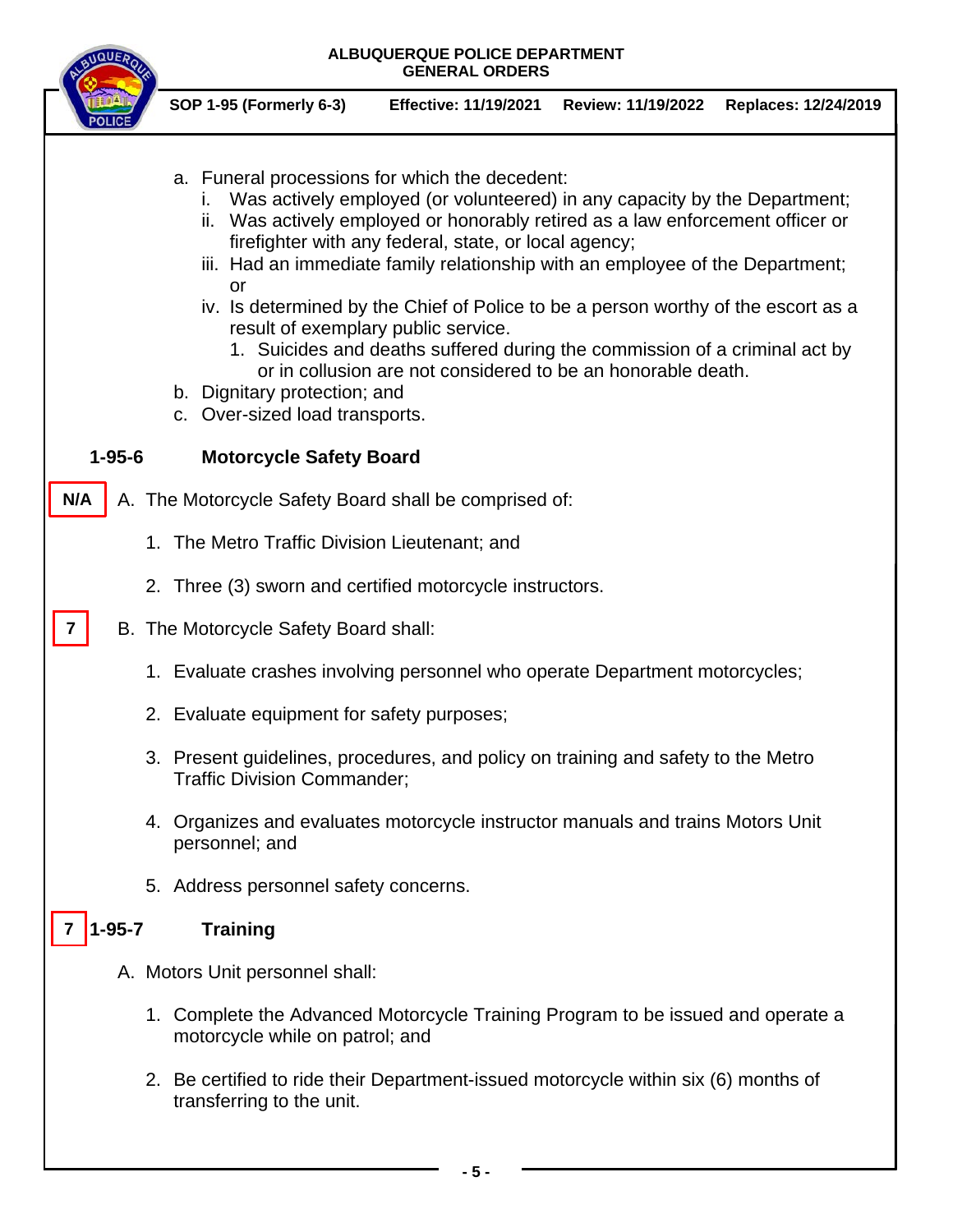a. Funeral processions for which the decedent:
   i. Was actively employed (or volunteered) in any capacity by the Department;
   ii. Was actively employed or honorably retired as a law enforcement officer or firefighter with any federal, state, or local agency;
   iii. Had an immediate family relationship with an employee of the Department; or
   iv. Is determined by the Chief of Police to be a person worthy of the escort as a result of exemplary public service.
      1. Suicides and deaths suffered during the commission of a criminal act by or in collusion are not considered to be an honorable death.

b. Dignitary protection; and

c. Over-sized load transports.

### 1-95-6 Motorcycle Safety Board

N/A

A. The Motorcycle Safety Board shall be comprised of:

   1. The Metro Traffic Division Lieutenant; and

   2. Three (3) sworn and certified motorcycle instructors.

7

B. The Motorcycle Safety Board shall:

   1. Evaluate crashes involving personnel who operate Department motorcycles;

   2. Evaluate equipment for safety purposes;

   3. Present guidelines, procedures, and policy on training and safety to the Metro Traffic Division Commander;

   4. Organizes and evaluates motorcycle instructor manuals and trains Motors Unit personnel; and

   5. Address personnel safety concerns.

### 7 1-95-7 Training

A. Motors Unit personnel shall:

   1. Complete the Advanced Motorcycle Training Program to be issued and operate a motorcycle while on patrol; and

   2. Be certified to ride their Department-issued motorcycle within six (6) months of transferring to the unit.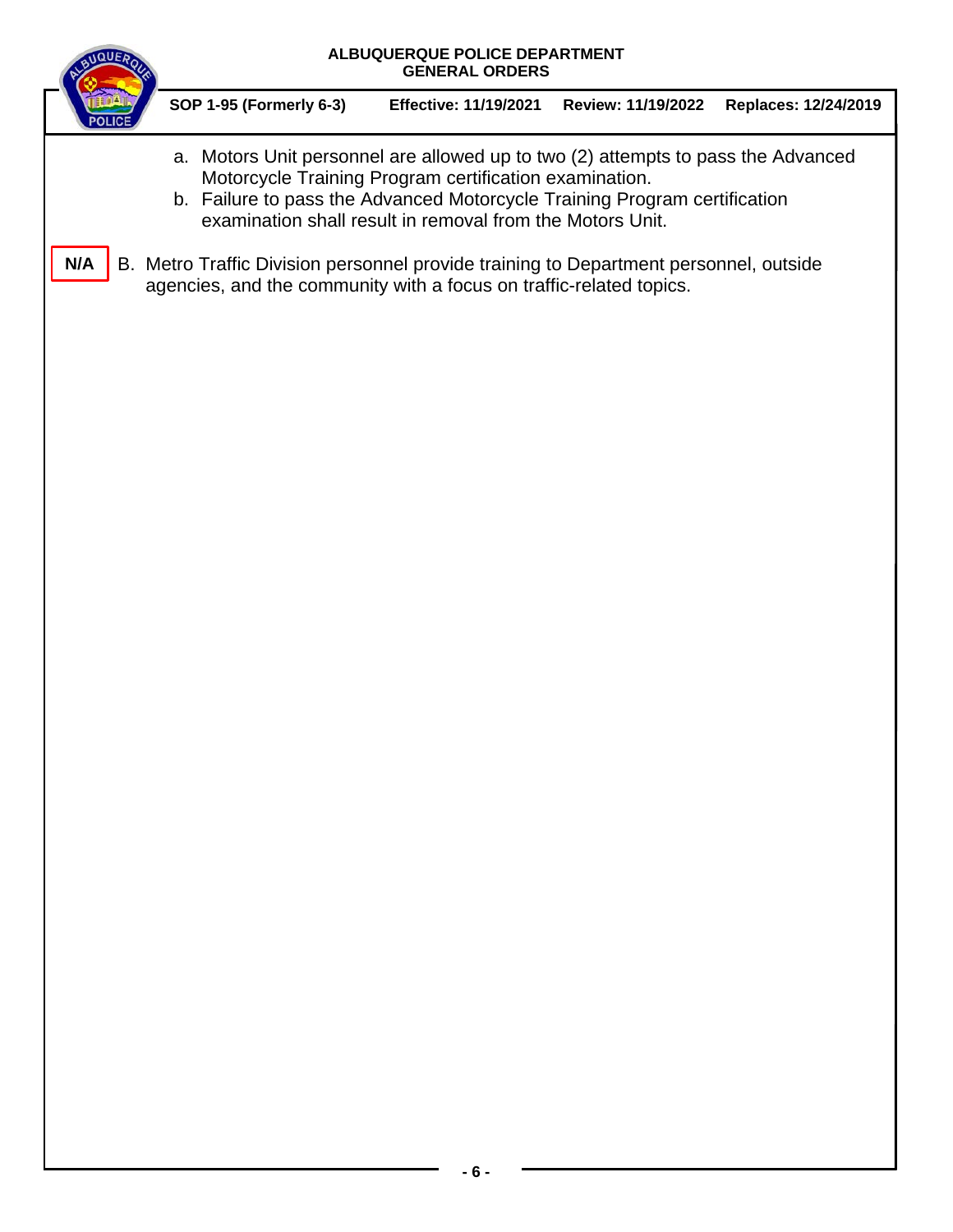a. Motors Unit personnel are allowed up to two (2) attempts to pass the Advanced Motorcycle Training Program certification examination.
b. Failure to pass the Advanced Motorcycle Training Program certification examination shall result in removal from the Motors Unit.

**N/A** B. Metro Traffic Division personnel provide training to Department personnel, outside agencies, and the community with a focus on traffic-related topics.